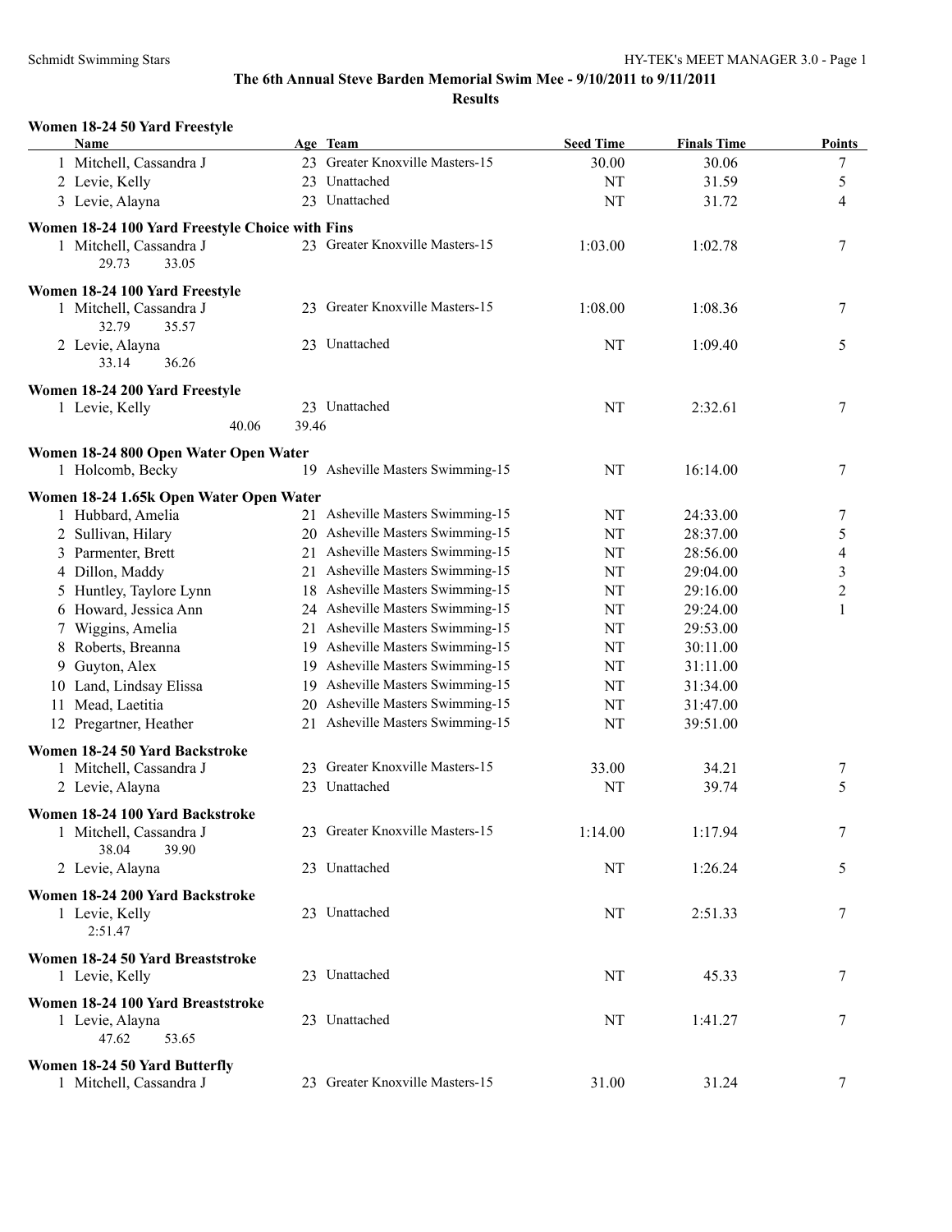## The 6th Annual Steve Barden Memorial Swim Mee - 9/10/2011 to 9/11/2011

### Results

**Women 18-24 50 Yard Freestyle**

| Name | Age | Team | Seed Time | Finals Time | Points |
|---|---|---|---|---|---|
| 1 Mitchell, Cassandra J | 23 | Greater Knoxville Masters-15 | 30.00 | 30.06 | 7 |
| 2 Levie, Kelly | 23 | Unattached | NT | 31.59 | 5 |
| 3 Levie, Alayna | 23 | Unattached | NT | 31.72 | 4 |

**Women 18-24 100 Yard Freestyle Choice with Fins**

| Name | Age | Team | Seed Time | Finals Time | Points |
|---|---|---|---|---|---|
| 1 Mitchell, Cassandra J | 23 | Greater Knoxville Masters-15 | 1:03.00 | 1:02.78 | 7 |
| 29.73 33.05 | | | | | |

**Women 18-24 100 Yard Freestyle**

| Name | Age | Team | Seed Time | Finals Time | Points |
|---|---|---|---|---|---|
| 1 Mitchell, Cassandra J | 23 | Greater Knoxville Masters-15 | 1:08.00 | 1:08.36 | 7 |
| 32.79 35.57 | | | | | |
| 2 Levie, Alayna | 23 | Unattached | NT | 1:09.40 | 5 |
| 33.14 36.26 | | | | | |

**Women 18-24 200 Yard Freestyle**

| Name | Age | Team | Seed Time | Finals Time | Points |
|---|---|---|---|---|---|
| 1 Levie, Kelly | 23 | Unattached | NT | 2:32.61 | 7 |
| 40.06 39.46 | | | | | |

**Women 18-24 800 Open Water Open Water**

| Name | Age | Team | Seed Time | Finals Time | Points |
|---|---|---|---|---|---|
| 1 Holcomb, Becky | 19 | Asheville Masters Swimming-15 | NT | 16:14.00 | 7 |

**Women 18-24 1.65k Open Water Open Water**

| Name | Age | Team | Seed Time | Finals Time | Points |
|---|---|---|---|---|---|
| 1 Hubbard, Amelia | 21 | Asheville Masters Swimming-15 | NT | 24:33.00 | 7 |
| 2 Sullivan, Hilary | 20 | Asheville Masters Swimming-15 | NT | 28:37.00 | 5 |
| 3 Parmenter, Brett | 21 | Asheville Masters Swimming-15 | NT | 28:56.00 | 4 |
| 4 Dillon, Maddy | 21 | Asheville Masters Swimming-15 | NT | 29:04.00 | 3 |
| 5 Huntley, Taylore Lynn | 18 | Asheville Masters Swimming-15 | NT | 29:16.00 | 2 |
| 6 Howard, Jessica Ann | 24 | Asheville Masters Swimming-15 | NT | 29:24.00 | 1 |
| 7 Wiggins, Amelia | 21 | Asheville Masters Swimming-15 | NT | 29:53.00 | |
| 8 Roberts, Breanna | 19 | Asheville Masters Swimming-15 | NT | 30:11.00 | |
| 9 Guyton, Alex | 19 | Asheville Masters Swimming-15 | NT | 31:11.00 | |
| 10 Land, Lindsay Elissa | 19 | Asheville Masters Swimming-15 | NT | 31:34.00 | |
| 11 Mead, Laetitia | 20 | Asheville Masters Swimming-15 | NT | 31:47.00 | |
| 12 Pregartner, Heather | 21 | Asheville Masters Swimming-15 | NT | 39:51.00 | |

**Women 18-24 50 Yard Backstroke**

| Name | Age | Team | Seed Time | Finals Time | Points |
|---|---|---|---|---|---|
| 1 Mitchell, Cassandra J | 23 | Greater Knoxville Masters-15 | 33.00 | 34.21 | 7 |
| 2 Levie, Alayna | 23 | Unattached | NT | 39.74 | 5 |

**Women 18-24 100 Yard Backstroke**

| Name | Age | Team | Seed Time | Finals Time | Points |
|---|---|---|---|---|---|
| 1 Mitchell, Cassandra J | 23 | Greater Knoxville Masters-15 | 1:14.00 | 1:17.94 | 7 |
| 38.04 39.90 | | | | | |
| 2 Levie, Alayna | 23 | Unattached | NT | 1:26.24 | 5 |

**Women 18-24 200 Yard Backstroke**

| Name | Age | Team | Seed Time | Finals Time | Points |
|---|---|---|---|---|---|
| 1 Levie, Kelly | 23 | Unattached | NT | 2:51.33 | 7 |
| 2:51.47 | | | | | |

**Women 18-24 50 Yard Breaststroke**

| Name | Age | Team | Seed Time | Finals Time | Points |
|---|---|---|---|---|---|
| 1 Levie, Kelly | 23 | Unattached | NT | 45.33 | 7 |

**Women 18-24 100 Yard Breaststroke**

| Name | Age | Team | Seed Time | Finals Time | Points |
|---|---|---|---|---|---|
| 1 Levie, Alayna | 23 | Unattached | NT | 1:41.27 | 7 |
| 47.62 53.65 | | | | | |

**Women 18-24 50 Yard Butterfly**

| Name | Age | Team | Seed Time | Finals Time | Points |
|---|---|---|---|---|---|
| 1 Mitchell, Cassandra J | 23 | Greater Knoxville Masters-15 | 31.00 | 31.24 | 7 |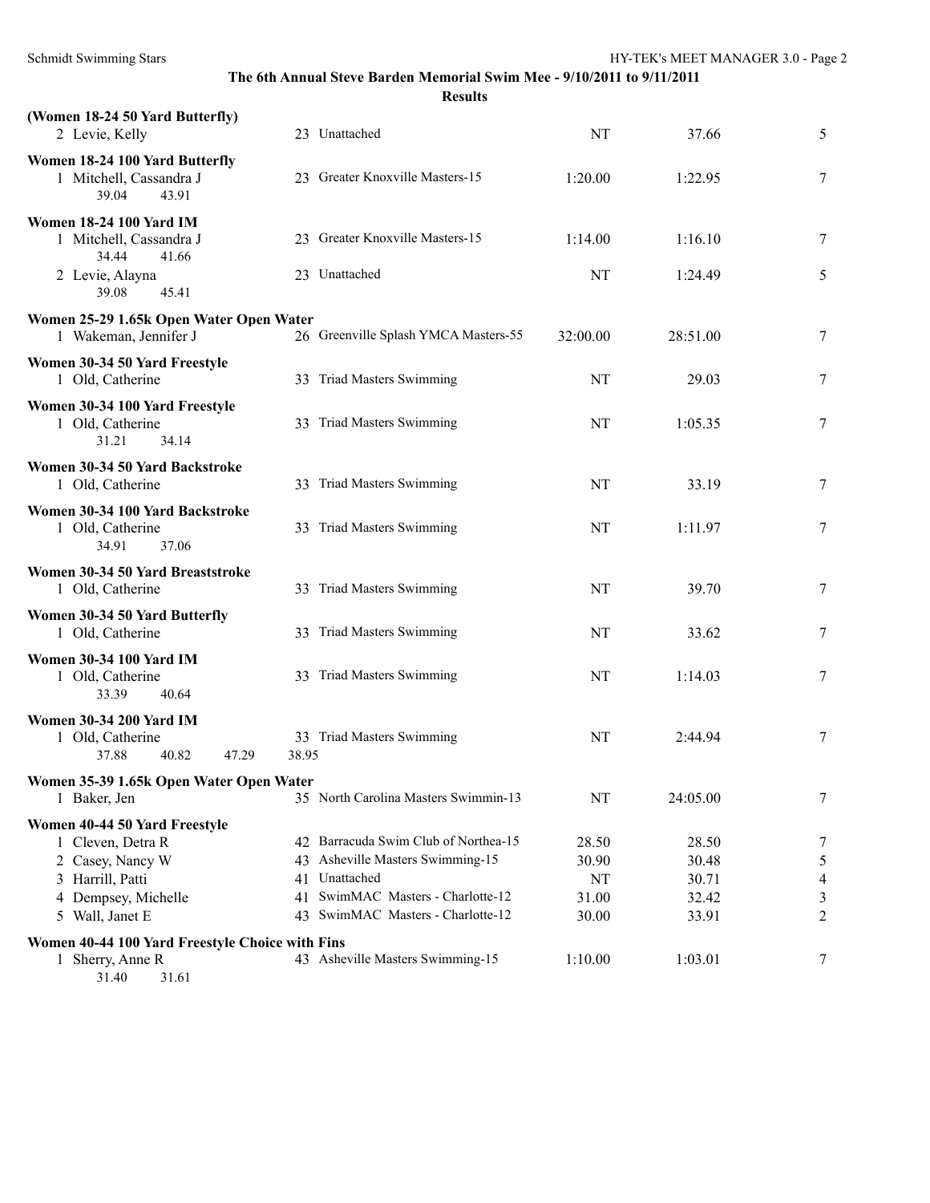**The 6th Annual Steve Barden Memorial Swim Mee - 9/10/2011 to 9/11/2011**

**Results**

**(Women 18-24 50 Yard Butterfly)**

| | Name | Age | Team | Seed Time | Finals Time | Points |
|---|---|---|---|---|---|---|
| 2 | Levie, Kelly | 23 | Unattached | NT | 37.66 | 5 |

**Women 18-24 100 Yard Butterfly**

| | Name | Age | Team | Seed Time | Finals Time | Points |
|---|---|---|---|---|---|---|
| 1 | Mitchell, Cassandra J | 23 | Greater Knoxville Masters-15 | 1:20.00 | 1:22.95 | 7 |
| | 39.04 43.91 | | | | | |

**Women 18-24 100 Yard IM**

| | Name | Age | Team | Seed Time | Finals Time | Points |
|---|---|---|---|---|---|---|
| 1 | Mitchell, Cassandra J | 23 | Greater Knoxville Masters-15 | 1:14.00 | 1:16.10 | 7 |
| | 34.44 41.66 | | | | | |
| 2 | Levie, Alayna | 23 | Unattached | NT | 1:24.49 | 5 |
| | 39.08 45.41 | | | | | |

**Women 25-29 1.65k Open Water Open Water**

| | Name | Age | Team | Seed Time | Finals Time | Points |
|---|---|---|---|---|---|---|
| 1 | Wakeman, Jennifer J | 26 | Greenville Splash YMCA Masters-55 | 32:00.00 | 28:51.00 | 7 |

**Women 30-34 50 Yard Freestyle**

| | Name | Age | Team | Seed Time | Finals Time | Points |
|---|---|---|---|---|---|---|
| 1 | Old, Catherine | 33 | Triad Masters Swimming | NT | 29.03 | 7 |

**Women 30-34 100 Yard Freestyle**

| | Name | Age | Team | Seed Time | Finals Time | Points |
|---|---|---|---|---|---|---|
| 1 | Old, Catherine | 33 | Triad Masters Swimming | NT | 1:05.35 | 7 |
| | 31.21 34.14 | | | | | |

**Women 30-34 50 Yard Backstroke**

| | Name | Age | Team | Seed Time | Finals Time | Points |
|---|---|---|---|---|---|---|
| 1 | Old, Catherine | 33 | Triad Masters Swimming | NT | 33.19 | 7 |

**Women 30-34 100 Yard Backstroke**

| | Name | Age | Team | Seed Time | Finals Time | Points |
|---|---|---|---|---|---|---|
| 1 | Old, Catherine | 33 | Triad Masters Swimming | NT | 1:11.97 | 7 |
| | 34.91 37.06 | | | | | |

**Women 30-34 50 Yard Breaststroke**

| | Name | Age | Team | Seed Time | Finals Time | Points |
|---|---|---|---|---|---|---|
| 1 | Old, Catherine | 33 | Triad Masters Swimming | NT | 39.70 | 7 |

**Women 30-34 50 Yard Butterfly**

| | Name | Age | Team | Seed Time | Finals Time | Points |
|---|---|---|---|---|---|---|
| 1 | Old, Catherine | 33 | Triad Masters Swimming | NT | 33.62 | 7 |

**Women 30-34 100 Yard IM**

| | Name | Age | Team | Seed Time | Finals Time | Points |
|---|---|---|---|---|---|---|
| 1 | Old, Catherine | 33 | Triad Masters Swimming | NT | 1:14.03 | 7 |
| | 33.39 40.64 | | | | | |

**Women 30-34 200 Yard IM**

| | Name | Age | Team | Seed Time | Finals Time | Points |
|---|---|---|---|---|---|---|
| 1 | Old, Catherine | 33 | Triad Masters Swimming | NT | 2:44.94 | 7 |
| | 37.88 40.82 47.29 38.95 | | | | | |

**Women 35-39 1.65k Open Water Open Water**

| | Name | Age | Team | Seed Time | Finals Time | Points |
|---|---|---|---|---|---|---|
| 1 | Baker, Jen | 35 | North Carolina Masters Swimmin-13 | NT | 24:05.00 | 7 |

**Women 40-44 50 Yard Freestyle**

| | Name | Age | Team | Seed Time | Finals Time | Points |
|---|---|---|---|---|---|---|
| 1 | Cleven, Detra R | 42 | Barracuda Swim Club of Northea-15 | 28.50 | 28.50 | 7 |
| 2 | Casey, Nancy W | 43 | Asheville Masters Swimming-15 | 30.90 | 30.48 | 5 |
| 3 | Harrill, Patti | 41 | Unattached | NT | 30.71 | 4 |
| 4 | Dempsey, Michelle | 41 | SwimMAC Masters - Charlotte-12 | 31.00 | 32.42 | 3 |
| 5 | Wall, Janet E | 43 | SwimMAC Masters - Charlotte-12 | 30.00 | 33.91 | 2 |

**Women 40-44 100 Yard Freestyle Choice with Fins**

| | Name | Age | Team | Seed Time | Finals Time | Points |
|---|---|---|---|---|---|---|
| 1 | Sherry, Anne R | 43 | Asheville Masters Swimming-15 | 1:10.00 | 1:03.01 | 7 |
| | 31.40 31.61 | | | | | |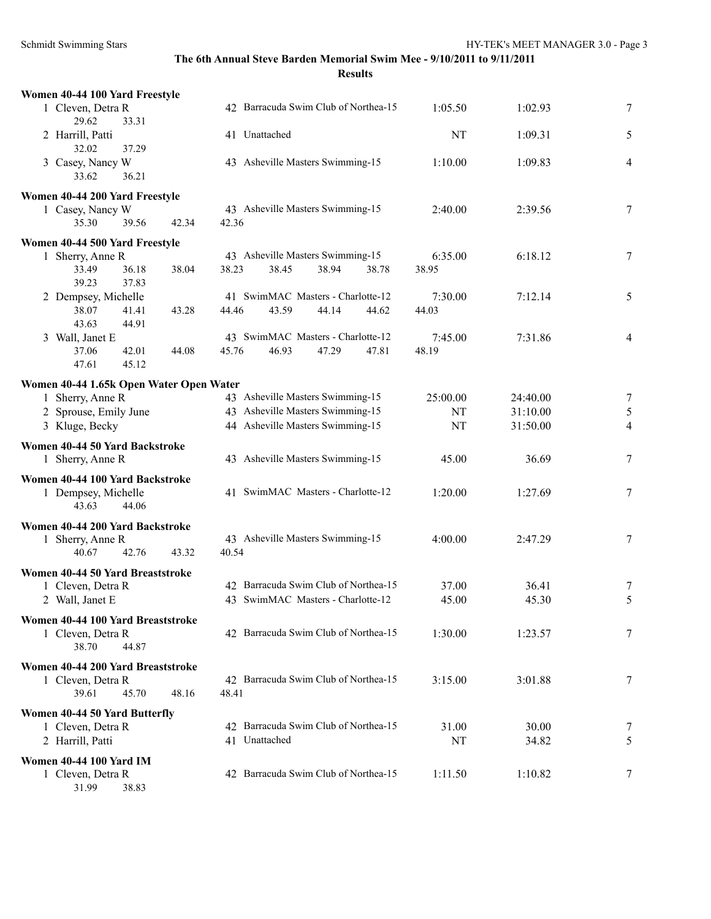**The 6th Annual Steve Barden Memorial Swim Mee - 9/10/2011 to 9/11/2011**

**Results**

**Women 40-44 100 Yard Freestyle**

| | Name | Age | Team | Seed Time | Finals Time | Points |
|---|---|---|---|---|---|---|
| 1 | Cleven, Detra R | 42 | Barracuda Swim Club of Northea-15 | 1:05.50 | 1:02.93 | 7 |
| | 29.62 33.31 | | | | | |
| 2 | Harrill, Patti | 41 | Unattached | NT | 1:09.31 | 5 |
| | 32.02 37.29 | | | | | |
| 3 | Casey, Nancy W | 43 | Asheville Masters Swimming-15 | 1:10.00 | 1:09.83 | 4 |
| | 33.62 36.21 | | | | | |

**Women 40-44 200 Yard Freestyle**

| | Name | Age | Team | Seed Time | Finals Time | Points |
|---|---|---|---|---|---|---|
| 1 | Casey, Nancy W | 43 | Asheville Masters Swimming-15 | 2:40.00 | 2:39.56 | 7 |
| | 35.30 39.56 42.34 42.36 | | | | | |

**Women 40-44 500 Yard Freestyle**

| | Name | Age | Team | Seed Time | Finals Time | Points |
|---|---|---|---|---|---|---|
| 1 | Sherry, Anne R | 43 | Asheville Masters Swimming-15 | 6:35.00 | 6:18.12 | 7 |
| | 33.49 36.18 38.04 38.23 38.45 38.94 38.78 38.95 39.23 37.83 | | | | | |
| 2 | Dempsey, Michelle | 41 | SwimMAC Masters - Charlotte-12 | 7:30.00 | 7:12.14 | 5 |
| | 38.07 41.41 43.28 44.46 43.59 44.14 44.62 44.03 43.63 44.91 | | | | | |
| 3 | Wall, Janet E | 43 | SwimMAC Masters - Charlotte-12 | 7:45.00 | 7:31.86 | 4 |
| | 37.06 42.01 44.08 45.76 46.93 47.29 47.81 48.19 47.61 45.12 | | | | | |

**Women 40-44 1.65k Open Water Open Water**

| | Name | Age | Team | Seed Time | Finals Time | Points |
|---|---|---|---|---|---|---|
| 1 | Sherry, Anne R | 43 | Asheville Masters Swimming-15 | 25:00.00 | 24:40.00 | 7 |
| 2 | Sprouse, Emily June | 43 | Asheville Masters Swimming-15 | NT | 31:10.00 | 5 |
| 3 | Kluge, Becky | 44 | Asheville Masters Swimming-15 | NT | 31:50.00 | 4 |

**Women 40-44 50 Yard Backstroke**

| | Name | Age | Team | Seed Time | Finals Time | Points |
|---|---|---|---|---|---|---|
| 1 | Sherry, Anne R | 43 | Asheville Masters Swimming-15 | 45.00 | 36.69 | 7 |

**Women 40-44 100 Yard Backstroke**

| | Name | Age | Team | Seed Time | Finals Time | Points |
|---|---|---|---|---|---|---|
| 1 | Dempsey, Michelle | 41 | SwimMAC Masters - Charlotte-12 | 1:20.00 | 1:27.69 | 7 |
| | 43.63 44.06 | | | | | |

**Women 40-44 200 Yard Backstroke**

| | Name | Age | Team | Seed Time | Finals Time | Points |
|---|---|---|---|---|---|---|
| 1 | Sherry, Anne R | 43 | Asheville Masters Swimming-15 | 4:00.00 | 2:47.29 | 7 |
| | 40.67 42.76 43.32 40.54 | | | | | |

**Women 40-44 50 Yard Breaststroke**

| | Name | Age | Team | Seed Time | Finals Time | Points |
|---|---|---|---|---|---|---|
| 1 | Cleven, Detra R | 42 | Barracuda Swim Club of Northea-15 | 37.00 | 36.41 | 7 |
| 2 | Wall, Janet E | 43 | SwimMAC Masters - Charlotte-12 | 45.00 | 45.30 | 5 |

**Women 40-44 100 Yard Breaststroke**

| | Name | Age | Team | Seed Time | Finals Time | Points |
|---|---|---|---|---|---|---|
| 1 | Cleven, Detra R | 42 | Barracuda Swim Club of Northea-15 | 1:30.00 | 1:23.57 | 7 |
| | 38.70 44.87 | | | | | |

**Women 40-44 200 Yard Breaststroke**

| | Name | Age | Team | Seed Time | Finals Time | Points |
|---|---|---|---|---|---|---|
| 1 | Cleven, Detra R | 42 | Barracuda Swim Club of Northea-15 | 3:15.00 | 3:01.88 | 7 |
| | 39.61 45.70 48.16 48.41 | | | | | |

**Women 40-44 50 Yard Butterfly**

| | Name | Age | Team | Seed Time | Finals Time | Points |
|---|---|---|---|---|---|---|
| 1 | Cleven, Detra R | 42 | Barracuda Swim Club of Northea-15 | 31.00 | 30.00 | 7 |
| 2 | Harrill, Patti | 41 | Unattached | NT | 34.82 | 5 |

**Women 40-44 100 Yard IM**

| | Name | Age | Team | Seed Time | Finals Time | Points |
|---|---|---|---|---|---|---|
| 1 | Cleven, Detra R | 42 | Barracuda Swim Club of Northea-15 | 1:11.50 | 1:10.82 | 7 |
| | 31.99 38.83 | | | | | |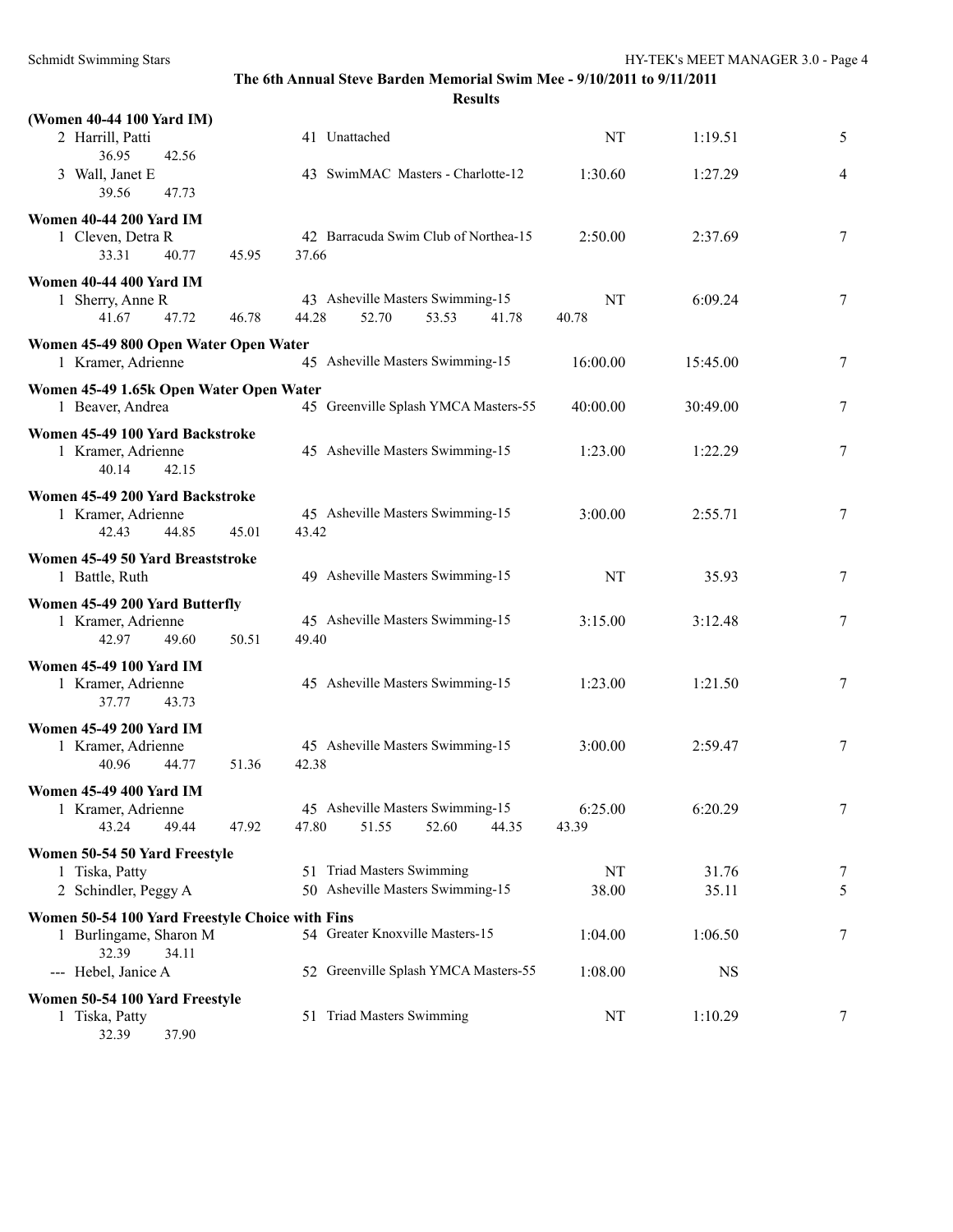**The 6th Annual Steve Barden Memorial Swim Mee - 9/10/2011 to 9/11/2011**

**Results**

**(Women 40-44 100 Yard IM)**

| | Name | Age | Team | Seed Time | Finals Time | Points |
|---|---|---|---|---|---|---|
| 2 | Harrill, Patti | 41 | Unattached | NT | 1:19.51 | 5 |
| | 36.95 42.56 | | | | | |
| 3 | Wall, Janet E | 43 | SwimMAC Masters - Charlotte-12 | 1:30.60 | 1:27.29 | 4 |
| | 39.56 47.73 | | | | | |

**Women 40-44 200 Yard IM**

| | Name | Age | Team | Seed Time | Finals Time | Points |
|---|---|---|---|---|---|---|
| 1 | Cleven, Detra R | 42 | Barracuda Swim Club of Northea-15 | 2:50.00 | 2:37.69 | 7 |
| | 33.31 40.77 45.95 37.66 | | | | | |

**Women 40-44 400 Yard IM**

| | Name | Age | Team | Seed Time | Finals Time | Points |
|---|---|---|---|---|---|---|
| 1 | Sherry, Anne R | 43 | Asheville Masters Swimming-15 | NT | 6:09.24 | 7 |
| | 41.67 47.72 46.78 44.28 52.70 53.53 41.78 40.78 | | | | | |

**Women 45-49 800 Open Water Open Water**

| | Name | Age | Team | Seed Time | Finals Time | Points |
|---|---|---|---|---|---|---|
| 1 | Kramer, Adrienne | 45 | Asheville Masters Swimming-15 | 16:00.00 | 15:45.00 | 7 |

**Women 45-49 1.65k Open Water Open Water**

| | Name | Age | Team | Seed Time | Finals Time | Points |
|---|---|---|---|---|---|---|
| 1 | Beaver, Andrea | 45 | Greenville Splash YMCA Masters-55 | 40:00.00 | 30:49.00 | 7 |

**Women 45-49 100 Yard Backstroke**

| | Name | Age | Team | Seed Time | Finals Time | Points |
|---|---|---|---|---|---|---|
| 1 | Kramer, Adrienne | 45 | Asheville Masters Swimming-15 | 1:23.00 | 1:22.29 | 7 |
| | 40.14 42.15 | | | | | |

**Women 45-49 200 Yard Backstroke**

| | Name | Age | Team | Seed Time | Finals Time | Points |
|---|---|---|---|---|---|---|
| 1 | Kramer, Adrienne | 45 | Asheville Masters Swimming-15 | 3:00.00 | 2:55.71 | 7 |
| | 42.43 44.85 45.01 43.42 | | | | | |

**Women 45-49 50 Yard Breaststroke**

| | Name | Age | Team | Seed Time | Finals Time | Points |
|---|---|---|---|---|---|---|
| 1 | Battle, Ruth | 49 | Asheville Masters Swimming-15 | NT | 35.93 | 7 |

**Women 45-49 200 Yard Butterfly**

| | Name | Age | Team | Seed Time | Finals Time | Points |
|---|---|---|---|---|---|---|
| 1 | Kramer, Adrienne | 45 | Asheville Masters Swimming-15 | 3:15.00 | 3:12.48 | 7 |
| | 42.97 49.60 50.51 49.40 | | | | | |

**Women 45-49 100 Yard IM**

| | Name | Age | Team | Seed Time | Finals Time | Points |
|---|---|---|---|---|---|---|
| 1 | Kramer, Adrienne | 45 | Asheville Masters Swimming-15 | 1:23.00 | 1:21.50 | 7 |
| | 37.77 43.73 | | | | | |

**Women 45-49 200 Yard IM**

| | Name | Age | Team | Seed Time | Finals Time | Points |
|---|---|---|---|---|---|---|
| 1 | Kramer, Adrienne | 45 | Asheville Masters Swimming-15 | 3:00.00 | 2:59.47 | 7 |
| | 40.96 44.77 51.36 42.38 | | | | | |

**Women 45-49 400 Yard IM**

| | Name | Age | Team | Seed Time | Finals Time | Points |
|---|---|---|---|---|---|---|
| 1 | Kramer, Adrienne | 45 | Asheville Masters Swimming-15 | 6:25.00 | 6:20.29 | 7 |
| | 43.24 49.44 47.92 47.80 51.55 52.60 44.35 43.39 | | | | | |

**Women 50-54 50 Yard Freestyle**

| | Name | Age | Team | Seed Time | Finals Time | Points |
|---|---|---|---|---|---|---|
| 1 | Tiska, Patty | 51 | Triad Masters Swimming | NT | 31.76 | 7 |
| 2 | Schindler, Peggy A | 50 | Asheville Masters Swimming-15 | 38.00 | 35.11 | 5 |

**Women 50-54 100 Yard Freestyle Choice with Fins**

| | Name | Age | Team | Seed Time | Finals Time | Points |
|---|---|---|---|---|---|---|
| 1 | Burlingame, Sharon M | 54 | Greater Knoxville Masters-15 | 1:04.00 | 1:06.50 | 7 |
| | 32.39 34.11 | | | | | |
| --- | Hebel, Janice A | 52 | Greenville Splash YMCA Masters-55 | 1:08.00 | NS | |

**Women 50-54 100 Yard Freestyle**

| | Name | Age | Team | Seed Time | Finals Time | Points |
|---|---|---|---|---|---|---|
| 1 | Tiska, Patty | 51 | Triad Masters Swimming | NT | 1:10.29 | 7 |
| | 32.39 37.90 | | | | | |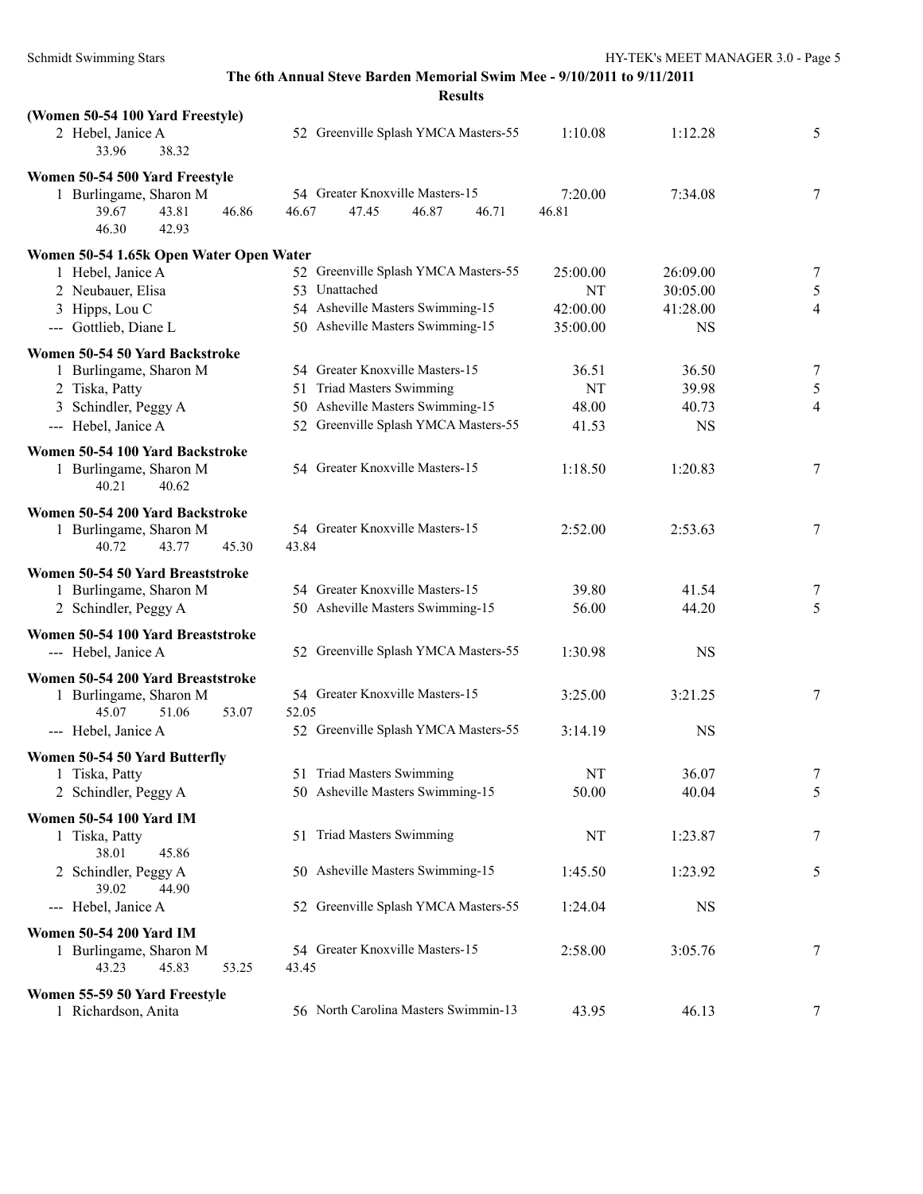**Schmidt Swimming Stars**

**The 6th Annual Steve Barden Memorial Swim Mee - 9/10/2011 to 9/11/2011**

**Results**

**(Women 50-54 100 Yard Freestyle)**

| | Name | Age | Team | Seed Time | Finals Time | Points |
|---|---|---|---|---|---|---|
| 2 | Hebel, Janice A | 52 | Greenville Splash YMCA Masters-55 | 1:10.08 | 1:12.28 | 5 |

33.96 38.32

**Women 50-54 500 Yard Freestyle**

| | Name | Age | Team | Seed Time | Finals Time | Points |
|---|---|---|---|---|---|---|
| 1 | Burlingame, Sharon M | 54 | Greater Knoxville Masters-15 | 7:20.00 | 7:34.08 | 7 |

39.67 43.81 46.86 46.67 47.45 46.87 46.71 46.81
46.30 42.93

**Women 50-54 1.65k Open Water Open Water**

| | Name | Age | Team | Seed Time | Finals Time | Points |
|---|---|---|---|---|---|---|
| 1 | Hebel, Janice A | 52 | Greenville Splash YMCA Masters-55 | 25:00.00 | 26:09.00 | 7 |
| 2 | Neubauer, Elisa | 53 | Unattached | NT | 30:05.00 | 5 |
| 3 | Hipps, Lou C | 54 | Asheville Masters Swimming-15 | 42:00.00 | 41:28.00 | 4 |
| --- | Gottlieb, Diane L | 50 | Asheville Masters Swimming-15 | 35:00.00 | NS | |

**Women 50-54 50 Yard Backstroke**

| | Name | Age | Team | Seed Time | Finals Time | Points |
|---|---|---|---|---|---|---|
| 1 | Burlingame, Sharon M | 54 | Greater Knoxville Masters-15 | 36.51 | 36.50 | 7 |
| 2 | Tiska, Patty | 51 | Triad Masters Swimming | NT | 39.98 | 5 |
| 3 | Schindler, Peggy A | 50 | Asheville Masters Swimming-15 | 48.00 | 40.73 | 4 |
| --- | Hebel, Janice A | 52 | Greenville Splash YMCA Masters-55 | 41.53 | NS | |

**Women 50-54 100 Yard Backstroke**

| | Name | Age | Team | Seed Time | Finals Time | Points |
|---|---|---|---|---|---|---|
| 1 | Burlingame, Sharon M | 54 | Greater Knoxville Masters-15 | 1:18.50 | 1:20.83 | 7 |

40.21 40.62

**Women 50-54 200 Yard Backstroke**

| | Name | Age | Team | Seed Time | Finals Time | Points |
|---|---|---|---|---|---|---|
| 1 | Burlingame, Sharon M | 54 | Greater Knoxville Masters-15 | 2:52.00 | 2:53.63 | 7 |

40.72 43.77 45.30 43.84

**Women 50-54 50 Yard Breaststroke**

| | Name | Age | Team | Seed Time | Finals Time | Points |
|---|---|---|---|---|---|---|
| 1 | Burlingame, Sharon M | 54 | Greater Knoxville Masters-15 | 39.80 | 41.54 | 7 |
| 2 | Schindler, Peggy A | 50 | Asheville Masters Swimming-15 | 56.00 | 44.20 | 5 |

**Women 50-54 100 Yard Breaststroke**

| | Name | Age | Team | Seed Time | Finals Time | Points |
|---|---|---|---|---|---|---|
| --- | Hebel, Janice A | 52 | Greenville Splash YMCA Masters-55 | 1:30.98 | NS | |

**Women 50-54 200 Yard Breaststroke**

| | Name | Age | Team | Seed Time | Finals Time | Points |
|---|---|---|---|---|---|---|
| 1 | Burlingame, Sharon M | 54 | Greater Knoxville Masters-15 | 3:25.00 | 3:21.25 | 7 |
| | 45.07 51.06 53.07 52.05 | | | | | |
| --- | Hebel, Janice A | 52 | Greenville Splash YMCA Masters-55 | 3:14.19 | NS | |

**Women 50-54 50 Yard Butterfly**

| | Name | Age | Team | Seed Time | Finals Time | Points |
|---|---|---|---|---|---|---|
| 1 | Tiska, Patty | 51 | Triad Masters Swimming | NT | 36.07 | 7 |
| 2 | Schindler, Peggy A | 50 | Asheville Masters Swimming-15 | 50.00 | 40.04 | 5 |

**Women 50-54 100 Yard IM**

| | Name | Age | Team | Seed Time | Finals Time | Points |
|---|---|---|---|---|---|---|
| 1 | Tiska, Patty | 51 | Triad Masters Swimming | NT | 1:23.87 | 7 |
| | 38.01 45.86 | | | | | |
| 2 | Schindler, Peggy A | 50 | Asheville Masters Swimming-15 | 1:45.50 | 1:23.92 | 5 |
| | 39.02 44.90 | | | | | |
| --- | Hebel, Janice A | 52 | Greenville Splash YMCA Masters-55 | 1:24.04 | NS | |

**Women 50-54 200 Yard IM**

| | Name | Age | Team | Seed Time | Finals Time | Points |
|---|---|---|---|---|---|---|
| 1 | Burlingame, Sharon M | 54 | Greater Knoxville Masters-15 | 2:58.00 | 3:05.76 | 7 |

43.23 45.83 53.25 43.45

**Women 55-59 50 Yard Freestyle**

| | Name | Age | Team | Seed Time | Finals Time | Points |
|---|---|---|---|---|---|---|
| 1 | Richardson, Anita | 56 | North Carolina Masters Swimmin-13 | 43.95 | 46.13 | 7 |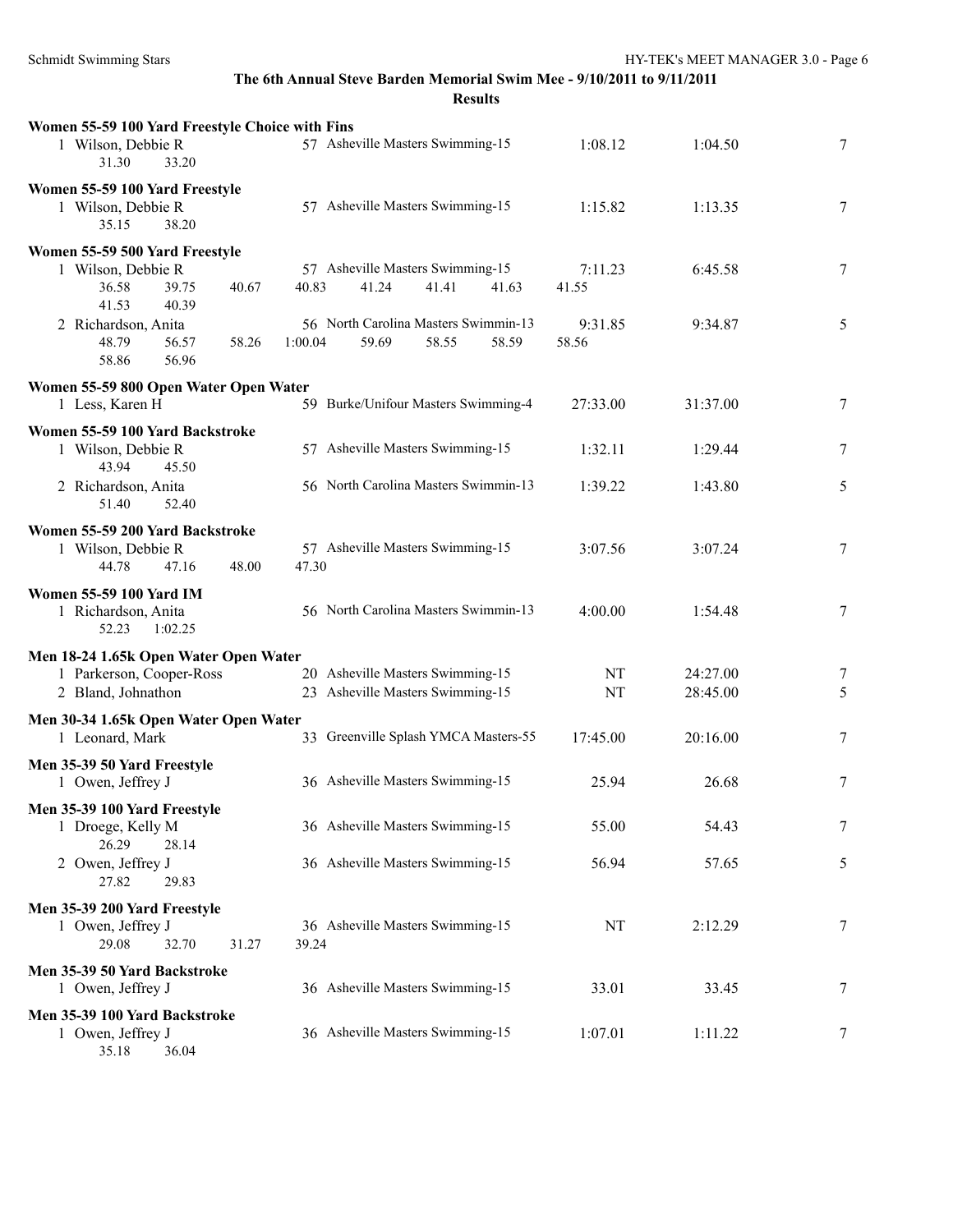The 6th Annual Steve Barden Memorial Swim Mee - 9/10/2011 to 9/11/2011

**Results**

**Women 55-59 100 Yard Freestyle Choice with Fins**

| | Name | Age | Team | Seed | Finals | Points |
|---|---|---|---|---|---|---|
| 1 | Wilson, Debbie R | 57 | Asheville Masters Swimming-15 | 1:08.12 | 1:04.50 | 7 |
| | 31.30 33.20 | | | | | |

**Women 55-59 100 Yard Freestyle**

| | Name | Age | Team | Seed | Finals | Points |
|---|---|---|---|---|---|---|
| 1 | Wilson, Debbie R | 57 | Asheville Masters Swimming-15 | 1:15.82 | 1:13.35 | 7 |
| | 35.15 38.20 | | | | | |

**Women 55-59 500 Yard Freestyle**

| | Name | Age | Team | Seed | Finals | Points |
|---|---|---|---|---|---|---|
| 1 | Wilson, Debbie R | 57 | Asheville Masters Swimming-15 | 7:11.23 | 6:45.58 | 7 |
| | 36.58 39.75 40.67 40.83 41.24 41.41 41.63 41.55 41.53 40.39 | | | | | |
| 2 | Richardson, Anita | 56 | North Carolina Masters Swimmin-13 | 9:31.85 | 9:34.87 | 5 |
| | 48.79 56.57 58.26 1:00.04 59.69 58.55 58.59 58.56 58.86 56.96 | | | | | |

**Women 55-59 800 Open Water Open Water**

| | Name | Age | Team | Seed | Finals | Points |
|---|---|---|---|---|---|---|
| 1 | Less, Karen H | 59 | Burke/Unifour Masters Swimming-4 | 27:33.00 | 31:37.00 | 7 |

**Women 55-59 100 Yard Backstroke**

| | Name | Age | Team | Seed | Finals | Points |
|---|---|---|---|---|---|---|
| 1 | Wilson, Debbie R | 57 | Asheville Masters Swimming-15 | 1:32.11 | 1:29.44 | 7 |
| | 43.94 45.50 | | | | | |
| 2 | Richardson, Anita | 56 | North Carolina Masters Swimmin-13 | 1:39.22 | 1:43.80 | 5 |
| | 51.40 52.40 | | | | | |

**Women 55-59 200 Yard Backstroke**

| | Name | Age | Team | Seed | Finals | Points |
|---|---|---|---|---|---|---|
| 1 | Wilson, Debbie R | 57 | Asheville Masters Swimming-15 | 3:07.56 | 3:07.24 | 7 |
| | 44.78 47.16 48.00 47.30 | | | | | |

**Women 55-59 100 Yard IM**

| | Name | Age | Team | Seed | Finals | Points |
|---|---|---|---|---|---|---|
| 1 | Richardson, Anita | 56 | North Carolina Masters Swimmin-13 | 4:00.00 | 1:54.48 | 7 |
| | 52.23 1:02.25 | | | | | |

**Men 18-24 1.65k Open Water Open Water**

| | Name | Age | Team | Seed | Finals | Points |
|---|---|---|---|---|---|---|
| 1 | Parkerson, Cooper-Ross | 20 | Asheville Masters Swimming-15 | NT | 24:27.00 | 7 |
| 2 | Bland, Johnathon | 23 | Asheville Masters Swimming-15 | NT | 28:45.00 | 5 |

**Men 30-34 1.65k Open Water Open Water**

| | Name | Age | Team | Seed | Finals | Points |
|---|---|---|---|---|---|---|
| 1 | Leonard, Mark | 33 | Greenville Splash YMCA Masters-55 | 17:45.00 | 20:16.00 | 7 |

**Men 35-39 50 Yard Freestyle**

| | Name | Age | Team | Seed | Finals | Points |
|---|---|---|---|---|---|---|
| 1 | Owen, Jeffrey J | 36 | Asheville Masters Swimming-15 | 25.94 | 26.68 | 7 |

**Men 35-39 100 Yard Freestyle**

| | Name | Age | Team | Seed | Finals | Points |
|---|---|---|---|---|---|---|
| 1 | Droege, Kelly M | 36 | Asheville Masters Swimming-15 | 55.00 | 54.43 | 7 |
| | 26.29 28.14 | | | | | |
| 2 | Owen, Jeffrey J | 36 | Asheville Masters Swimming-15 | 56.94 | 57.65 | 5 |
| | 27.82 29.83 | | | | | |

**Men 35-39 200 Yard Freestyle**

| | Name | Age | Team | Seed | Finals | Points |
|---|---|---|---|---|---|---|
| 1 | Owen, Jeffrey J | 36 | Asheville Masters Swimming-15 | NT | 2:12.29 | 7 |
| | 29.08 32.70 31.27 39.24 | | | | | |

**Men 35-39 50 Yard Backstroke**

| | Name | Age | Team | Seed | Finals | Points |
|---|---|---|---|---|---|---|
| 1 | Owen, Jeffrey J | 36 | Asheville Masters Swimming-15 | 33.01 | 33.45 | 7 |

**Men 35-39 100 Yard Backstroke**

| | Name | Age | Team | Seed | Finals | Points |
|---|---|---|---|---|---|---|
| 1 | Owen, Jeffrey J | 36 | Asheville Masters Swimming-15 | 1:07.01 | 1:11.22 | 7 |
| | 35.18 36.04 | | | | | |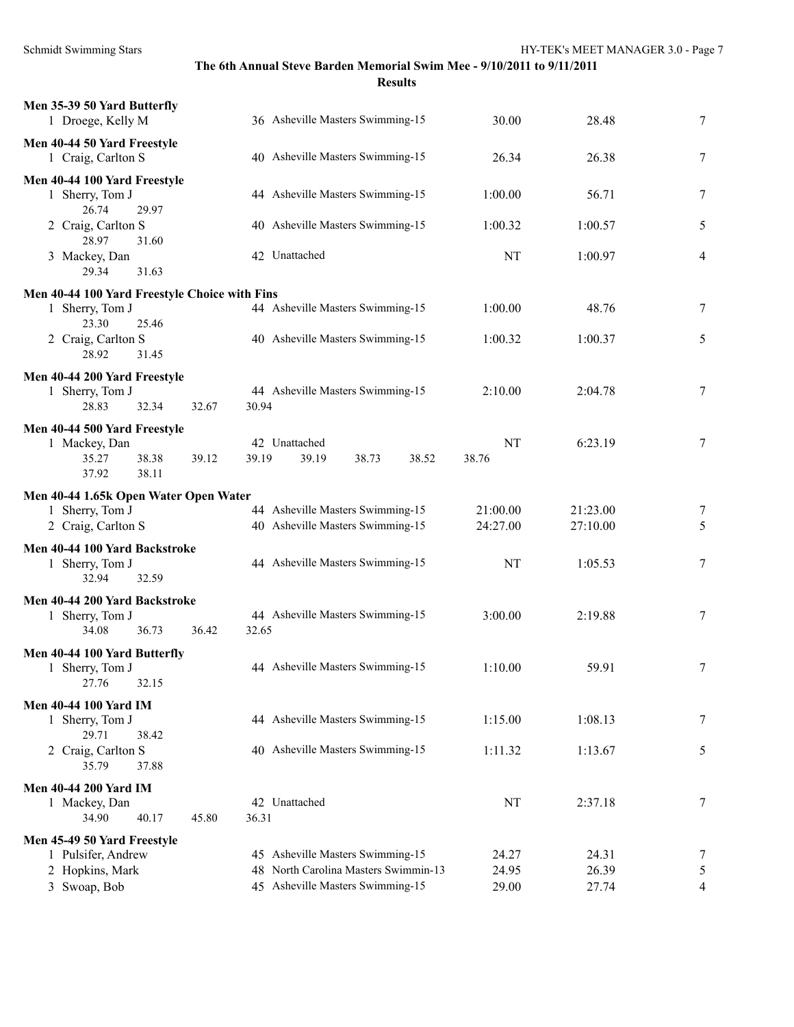**The 6th Annual Steve Barden Memorial Swim Mee - 9/10/2011 to 9/11/2011**

**Results**

**Men 35-39 50 Yard Butterfly**

| Place | Name | Age | Team | Seed Time | Finals Time | Points |
|---|---|---|---|---|---|---|
| 1 | Droege, Kelly M | 36 | Asheville Masters Swimming-15 | 30.00 | 28.48 | 7 |

**Men 40-44 50 Yard Freestyle**

| Place | Name | Age | Team | Seed Time | Finals Time | Points |
|---|---|---|---|---|---|---|
| 1 | Craig, Carlton S | 40 | Asheville Masters Swimming-15 | 26.34 | 26.38 | 7 |

**Men 40-44 100 Yard Freestyle**

| Place | Name | Age | Team | Seed Time | Finals Time | Points |
|---|---|---|---|---|---|---|
| 1 | Sherry, Tom J | 44 | Asheville Masters Swimming-15 | 1:00.00 | 56.71 | 7 |
| | 26.74 29.97 | | | | | |
| 2 | Craig, Carlton S | 40 | Asheville Masters Swimming-15 | 1:00.32 | 1:00.57 | 5 |
| | 28.97 31.60 | | | | | |
| 3 | Mackey, Dan | 42 | Unattached | NT | 1:00.97 | 4 |
| | 29.34 31.63 | | | | | |

**Men 40-44 100 Yard Freestyle Choice with Fins**

| Place | Name | Age | Team | Seed Time | Finals Time | Points |
|---|---|---|---|---|---|---|
| 1 | Sherry, Tom J | 44 | Asheville Masters Swimming-15 | 1:00.00 | 48.76 | 7 |
| | 23.30 25.46 | | | | | |
| 2 | Craig, Carlton S | 40 | Asheville Masters Swimming-15 | 1:00.32 | 1:00.37 | 5 |
| | 28.92 31.45 | | | | | |

**Men 40-44 200 Yard Freestyle**

| Place | Name | Age | Team | Seed Time | Finals Time | Points |
|---|---|---|---|---|---|---|
| 1 | Sherry, Tom J | 44 | Asheville Masters Swimming-15 | 2:10.00 | 2:04.78 | 7 |
| | 28.83 32.34 32.67 30.94 | | | | | |

**Men 40-44 500 Yard Freestyle**

| Place | Name | Age | Team | Seed Time | Finals Time | Points |
|---|---|---|---|---|---|---|
| 1 | Mackey, Dan | 42 | Unattached | NT | 6:23.19 | 7 |
| | 35.27 38.38 39.12 39.19 39.19 38.73 38.52 38.76 | | | | | |
| | 37.92 38.11 | | | | | |

**Men 40-44 1.65k Open Water Open Water**

| Place | Name | Age | Team | Seed Time | Finals Time | Points |
|---|---|---|---|---|---|---|
| 1 | Sherry, Tom J | 44 | Asheville Masters Swimming-15 | 21:00.00 | 21:23.00 | 7 |
| 2 | Craig, Carlton S | 40 | Asheville Masters Swimming-15 | 24:27.00 | 27:10.00 | 5 |

**Men 40-44 100 Yard Backstroke**

| Place | Name | Age | Team | Seed Time | Finals Time | Points |
|---|---|---|---|---|---|---|
| 1 | Sherry, Tom J | 44 | Asheville Masters Swimming-15 | NT | 1:05.53 | 7 |
| | 32.94 32.59 | | | | | |

**Men 40-44 200 Yard Backstroke**

| Place | Name | Age | Team | Seed Time | Finals Time | Points |
|---|---|---|---|---|---|---|
| 1 | Sherry, Tom J | 44 | Asheville Masters Swimming-15 | 3:00.00 | 2:19.88 | 7 |
| | 34.08 36.73 36.42 32.65 | | | | | |

**Men 40-44 100 Yard Butterfly**

| Place | Name | Age | Team | Seed Time | Finals Time | Points |
|---|---|---|---|---|---|---|
| 1 | Sherry, Tom J | 44 | Asheville Masters Swimming-15 | 1:10.00 | 59.91 | 7 |
| | 27.76 32.15 | | | | | |

**Men 40-44 100 Yard IM**

| Place | Name | Age | Team | Seed Time | Finals Time | Points |
|---|---|---|---|---|---|---|
| 1 | Sherry, Tom J | 44 | Asheville Masters Swimming-15 | 1:15.00 | 1:08.13 | 7 |
| | 29.71 38.42 | | | | | |
| 2 | Craig, Carlton S | 40 | Asheville Masters Swimming-15 | 1:11.32 | 1:13.67 | 5 |
| | 35.79 37.88 | | | | | |

**Men 40-44 200 Yard IM**

| Place | Name | Age | Team | Seed Time | Finals Time | Points |
|---|---|---|---|---|---|---|
| 1 | Mackey, Dan | 42 | Unattached | NT | 2:37.18 | 7 |
| | 34.90 40.17 45.80 36.31 | | | | | |

**Men 45-49 50 Yard Freestyle**

| Place | Name | Age | Team | Seed Time | Finals Time | Points |
|---|---|---|---|---|---|---|
| 1 | Pulsifer, Andrew | 45 | Asheville Masters Swimming-15 | 24.27 | 24.31 | 7 |
| 2 | Hopkins, Mark | 48 | North Carolina Masters Swimmin-13 | 24.95 | 26.39 | 5 |
| 3 | Swoap, Bob | 45 | Asheville Masters Swimming-15 | 29.00 | 27.74 | 4 |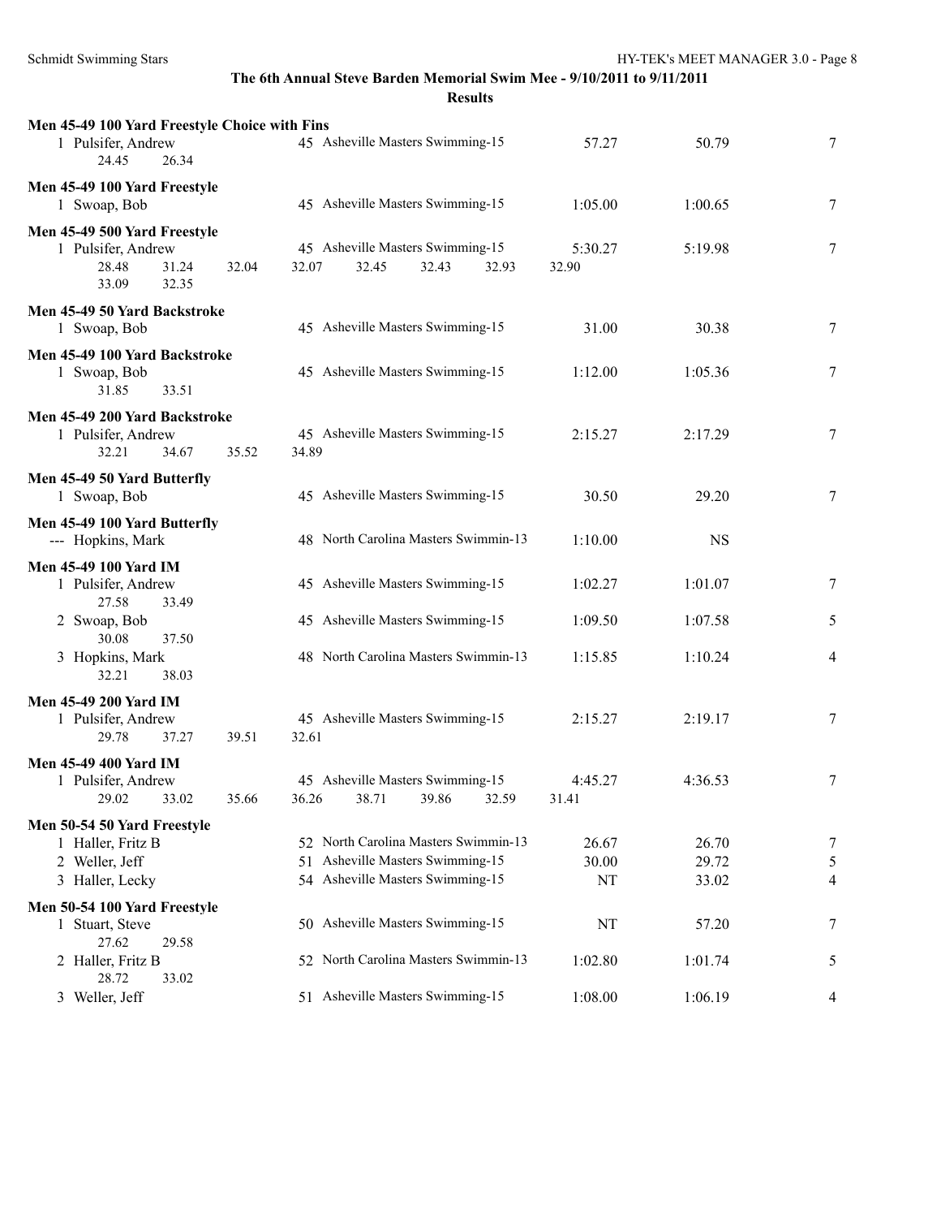**The 6th Annual Steve Barden Memorial Swim Mee - 9/10/2011 to 9/11/2011**

**Results**

**Men 45-49 100 Yard Freestyle Choice with Fins**

```
  1 Pulsifer, Andrew              45 Asheville Masters Swimming-15       57.27         50.79          7
      24.45       26.34
```

**Men 45-49 100 Yard Freestyle**

```
  1 Swoap, Bob                    45 Asheville Masters Swimming-15     1:05.00       1:00.65          7
```

**Men 45-49 500 Yard Freestyle**

```
  1 Pulsifer, Andrew              45 Asheville Masters Swimming-15     5:30.27       5:19.98          7
      28.48       31.24       32.04       32.07       32.45       32.43       32.93       32.90
      33.09       32.35
```

**Men 45-49 50 Yard Backstroke**

```
  1 Swoap, Bob                    45 Asheville Masters Swimming-15       31.00         30.38          7
```

**Men 45-49 100 Yard Backstroke**

```
  1 Swoap, Bob                    45 Asheville Masters Swimming-15     1:12.00       1:05.36          7
      31.85       33.51
```

**Men 45-49 200 Yard Backstroke**

```
  1 Pulsifer, Andrew              45 Asheville Masters Swimming-15     2:15.27       2:17.29          7
      32.21       34.67       35.52       34.89
```

**Men 45-49 50 Yard Butterfly**

```
  1 Swoap, Bob                    45 Asheville Masters Swimming-15       30.50         29.20          7
```

**Men 45-49 100 Yard Butterfly**

```
 --- Hopkins, Mark                48 North Carolina Masters Swimmin-13 1:10.00            NS
```

**Men 45-49 100 Yard IM**

```
  1 Pulsifer, Andrew              45 Asheville Masters Swimming-15     1:02.27       1:01.07          7
      27.58       33.49
  2 Swoap, Bob                    45 Asheville Masters Swimming-15     1:09.50       1:07.58          5
      30.08       37.50
  3 Hopkins, Mark                 48 North Carolina Masters Swimmin-13 1:15.85       1:10.24          4
      32.21       38.03
```

**Men 45-49 200 Yard IM**

```
  1 Pulsifer, Andrew              45 Asheville Masters Swimming-15     2:15.27       2:19.17          7
      29.78       37.27       39.51       32.61
```

**Men 45-49 400 Yard IM**

```
  1 Pulsifer, Andrew              45 Asheville Masters Swimming-15     4:45.27       4:36.53          7
      29.02       33.02       35.66       36.26       38.71       39.86       32.59       31.41
```

**Men 50-54 50 Yard Freestyle**

```
  1 Haller, Fritz B               52 North Carolina Masters Swimmin-13   26.67         26.70          7
  2 Weller, Jeff                  51 Asheville Masters Swimming-15       30.00         29.72          5
  3 Haller, Lecky                 54 Asheville Masters Swimming-15          NT         33.02          4
```

**Men 50-54 100 Yard Freestyle**

```
  1 Stuart, Steve                 50 Asheville Masters Swimming-15          NT         57.20          7
      27.62       29.58
  2 Haller, Fritz B               52 North Carolina Masters Swimmin-13 1:02.80       1:01.74          5
      28.72       33.02
  3 Weller, Jeff                  51 Asheville Masters Swimming-15     1:08.00       1:06.19          4
```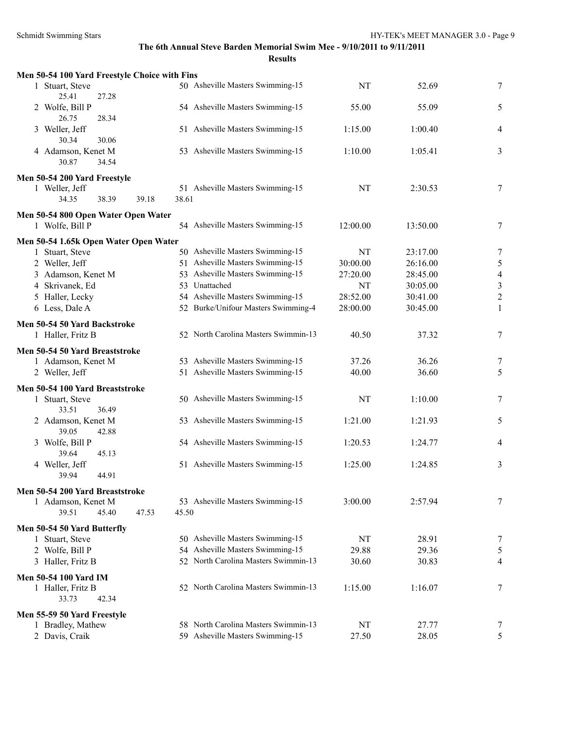The 6th Annual Steve Barden Memorial Swim Mee - 9/10/2011 to 9/11/2011

**Results**

### Men 50-54 100 Yard Freestyle Choice with Fins

| | Name | Age | Team | Seed Time | Finals Time | Points |
|---|---|---|---|---|---|---|
| 1 | Stuart, Steve | 50 | Asheville Masters Swimming-15 | NT | 52.69 | 7 |
| | 25.41 27.28 | | | | | |
| 2 | Wolfe, Bill P | 54 | Asheville Masters Swimming-15 | 55.00 | 55.09 | 5 |
| | 26.75 28.34 | | | | | |
| 3 | Weller, Jeff | 51 | Asheville Masters Swimming-15 | 1:15.00 | 1:00.40 | 4 |
| | 30.34 30.06 | | | | | |
| 4 | Adamson, Kenet M | 53 | Asheville Masters Swimming-15 | 1:10.00 | 1:05.41 | 3 |
| | 30.87 34.54 | | | | | |

### Men 50-54 200 Yard Freestyle

| | Name | Age | Team | Seed Time | Finals Time | Points |
|---|---|---|---|---|---|---|
| 1 | Weller, Jeff | 51 | Asheville Masters Swimming-15 | NT | 2:30.53 | 7 |
| | 34.35 38.39 39.18 38.61 | | | | | |

### Men 50-54 800 Open Water Open Water

| | Name | Age | Team | Seed Time | Finals Time | Points |
|---|---|---|---|---|---|---|
| 1 | Wolfe, Bill P | 54 | Asheville Masters Swimming-15 | 12:00.00 | 13:50.00 | 7 |

### Men 50-54 1.65k Open Water Open Water

| | Name | Age | Team | Seed Time | Finals Time | Points |
|---|---|---|---|---|---|---|
| 1 | Stuart, Steve | 50 | Asheville Masters Swimming-15 | NT | 23:17.00 | 7 |
| 2 | Weller, Jeff | 51 | Asheville Masters Swimming-15 | 30:00.00 | 26:16.00 | 5 |
| 3 | Adamson, Kenet M | 53 | Asheville Masters Swimming-15 | 27:20.00 | 28:45.00 | 4 |
| 4 | Skrivanek, Ed | 53 | Unattached | NT | 30:05.00 | 3 |
| 5 | Haller, Lecky | 54 | Asheville Masters Swimming-15 | 28:52.00 | 30:41.00 | 2 |
| 6 | Less, Dale A | 52 | Burke/Unifour Masters Swimming-4 | 28:00.00 | 30:45.00 | 1 |

### Men 50-54 50 Yard Backstroke

| | Name | Age | Team | Seed Time | Finals Time | Points |
|---|---|---|---|---|---|---|
| 1 | Haller, Fritz B | 52 | North Carolina Masters Swimmin-13 | 40.50 | 37.32 | 7 |

### Men 50-54 50 Yard Breaststroke

| | Name | Age | Team | Seed Time | Finals Time | Points |
|---|---|---|---|---|---|---|
| 1 | Adamson, Kenet M | 53 | Asheville Masters Swimming-15 | 37.26 | 36.26 | 7 |
| 2 | Weller, Jeff | 51 | Asheville Masters Swimming-15 | 40.00 | 36.60 | 5 |

### Men 50-54 100 Yard Breaststroke

| | Name | Age | Team | Seed Time | Finals Time | Points |
|---|---|---|---|---|---|---|
| 1 | Stuart, Steve | 50 | Asheville Masters Swimming-15 | NT | 1:10.00 | 7 |
| | 33.51 36.49 | | | | | |
| 2 | Adamson, Kenet M | 53 | Asheville Masters Swimming-15 | 1:21.00 | 1:21.93 | 5 |
| | 39.05 42.88 | | | | | |
| 3 | Wolfe, Bill P | 54 | Asheville Masters Swimming-15 | 1:20.53 | 1:24.77 | 4 |
| | 39.64 45.13 | | | | | |
| 4 | Weller, Jeff | 51 | Asheville Masters Swimming-15 | 1:25.00 | 1:24.85 | 3 |
| | 39.94 44.91 | | | | | |

### Men 50-54 200 Yard Breaststroke

| | Name | Age | Team | Seed Time | Finals Time | Points |
|---|---|---|---|---|---|---|
| 1 | Adamson, Kenet M | 53 | Asheville Masters Swimming-15 | 3:00.00 | 2:57.94 | 7 |
| | 39.51 45.40 47.53 45.50 | | | | | |

### Men 50-54 50 Yard Butterfly

| | Name | Age | Team | Seed Time | Finals Time | Points |
|---|---|---|---|---|---|---|
| 1 | Stuart, Steve | 50 | Asheville Masters Swimming-15 | NT | 28.91 | 7 |
| 2 | Wolfe, Bill P | 54 | Asheville Masters Swimming-15 | 29.88 | 29.36 | 5 |
| 3 | Haller, Fritz B | 52 | North Carolina Masters Swimmin-13 | 30.60 | 30.83 | 4 |

### Men 50-54 100 Yard IM

| | Name | Age | Team | Seed Time | Finals Time | Points |
|---|---|---|---|---|---|---|
| 1 | Haller, Fritz B | 52 | North Carolina Masters Swimmin-13 | 1:15.00 | 1:16.07 | 7 |
| | 33.73 42.34 | | | | | |

### Men 55-59 50 Yard Freestyle

| | Name | Age | Team | Seed Time | Finals Time | Points |
|---|---|---|---|---|---|---|
| 1 | Bradley, Mathew | 58 | North Carolina Masters Swimmin-13 | NT | 27.77 | 7 |
| 2 | Davis, Craik | 59 | Asheville Masters Swimming-15 | 27.50 | 28.05 | 5 |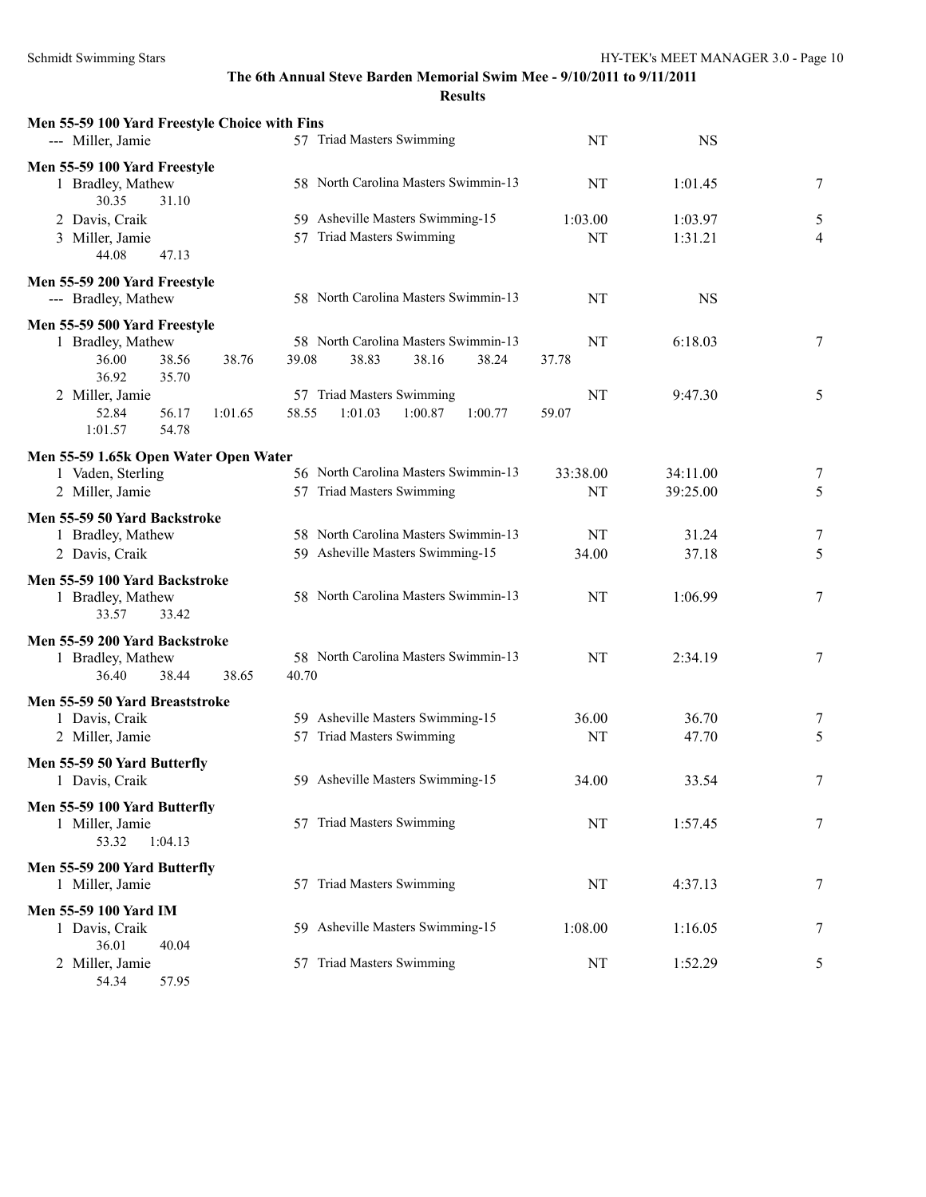**The 6th Annual Steve Barden Memorial Swim Mee - 9/10/2011 to 9/11/2011**

**Results**

### Men 55-59 100 Yard Freestyle Choice with Fins

| Place | Name | Age | Team | Seed Time | Finals Time | Points |
|---|---|---|---|---|---|---|
| --- | Miller, Jamie | 57 | Triad Masters Swimming | NT | NS | |

### Men 55-59 100 Yard Freestyle

| Place | Name | Age | Team | Seed Time | Finals Time | Points |
|---|---|---|---|---|---|---|
| 1 | Bradley, Mathew | 58 | North Carolina Masters Swimmin-13 | NT | 1:01.45 | 7 |
| | 30.35 31.10 | | | | | |
| 2 | Davis, Craik | 59 | Asheville Masters Swimming-15 | 1:03.00 | 1:03.97 | 5 |
| 3 | Miller, Jamie | 57 | Triad Masters Swimming | NT | 1:31.21 | 4 |
| | 44.08 47.13 | | | | | |

### Men 55-59 200 Yard Freestyle

| Place | Name | Age | Team | Seed Time | Finals Time | Points |
|---|---|---|---|---|---|---|
| --- | Bradley, Mathew | 58 | North Carolina Masters Swimmin-13 | NT | NS | |

### Men 55-59 500 Yard Freestyle

| Place | Name | Age | Team | Seed Time | Finals Time | Points |
|---|---|---|---|---|---|---|
| 1 | Bradley, Mathew | 58 | North Carolina Masters Swimmin-13 | NT | 6:18.03 | 7 |
| | 36.00 38.56 38.76 39.08 38.83 38.16 38.24 37.78 36.92 35.70 | | | | | |
| 2 | Miller, Jamie | 57 | Triad Masters Swimming | NT | 9:47.30 | 5 |
| | 52.84 56.17 1:01.65 58.55 1:01.03 1:00.87 1:00.77 59.07 1:01.57 54.78 | | | | | |

### Men 55-59 1.65k Open Water Open Water

| Place | Name | Age | Team | Seed Time | Finals Time | Points |
|---|---|---|---|---|---|---|
| 1 | Vaden, Sterling | 56 | North Carolina Masters Swimmin-13 | 33:38.00 | 34:11.00 | 7 |
| 2 | Miller, Jamie | 57 | Triad Masters Swimming | NT | 39:25.00 | 5 |

### Men 55-59 50 Yard Backstroke

| Place | Name | Age | Team | Seed Time | Finals Time | Points |
|---|---|---|---|---|---|---|
| 1 | Bradley, Mathew | 58 | North Carolina Masters Swimmin-13 | NT | 31.24 | 7 |
| 2 | Davis, Craik | 59 | Asheville Masters Swimming-15 | 34.00 | 37.18 | 5 |

### Men 55-59 100 Yard Backstroke

| Place | Name | Age | Team | Seed Time | Finals Time | Points |
|---|---|---|---|---|---|---|
| 1 | Bradley, Mathew | 58 | North Carolina Masters Swimmin-13 | NT | 1:06.99 | 7 |
| | 33.57 33.42 | | | | | |

### Men 55-59 200 Yard Backstroke

| Place | Name | Age | Team | Seed Time | Finals Time | Points |
|---|---|---|---|---|---|---|
| 1 | Bradley, Mathew | 58 | North Carolina Masters Swimmin-13 | NT | 2:34.19 | 7 |
| | 36.40 38.44 38.65 40.70 | | | | | |

### Men 55-59 50 Yard Breaststroke

| Place | Name | Age | Team | Seed Time | Finals Time | Points |
|---|---|---|---|---|---|---|
| 1 | Davis, Craik | 59 | Asheville Masters Swimming-15 | 36.00 | 36.70 | 7 |
| 2 | Miller, Jamie | 57 | Triad Masters Swimming | NT | 47.70 | 5 |

### Men 55-59 50 Yard Butterfly

| Place | Name | Age | Team | Seed Time | Finals Time | Points |
|---|---|---|---|---|---|---|
| 1 | Davis, Craik | 59 | Asheville Masters Swimming-15 | 34.00 | 33.54 | 7 |

### Men 55-59 100 Yard Butterfly

| Place | Name | Age | Team | Seed Time | Finals Time | Points |
|---|---|---|---|---|---|---|
| 1 | Miller, Jamie | 57 | Triad Masters Swimming | NT | 1:57.45 | 7 |
| | 53.32 1:04.13 | | | | | |

### Men 55-59 200 Yard Butterfly

| Place | Name | Age | Team | Seed Time | Finals Time | Points |
|---|---|---|---|---|---|---|
| 1 | Miller, Jamie | 57 | Triad Masters Swimming | NT | 4:37.13 | 7 |

### Men 55-59 100 Yard IM

| Place | Name | Age | Team | Seed Time | Finals Time | Points |
|---|---|---|---|---|---|---|
| 1 | Davis, Craik | 59 | Asheville Masters Swimming-15 | 1:08.00 | 1:16.05 | 7 |
| | 36.01 40.04 | | | | | |
| 2 | Miller, Jamie | 57 | Triad Masters Swimming | NT | 1:52.29 | 5 |
| | 54.34 57.95 | | | | | |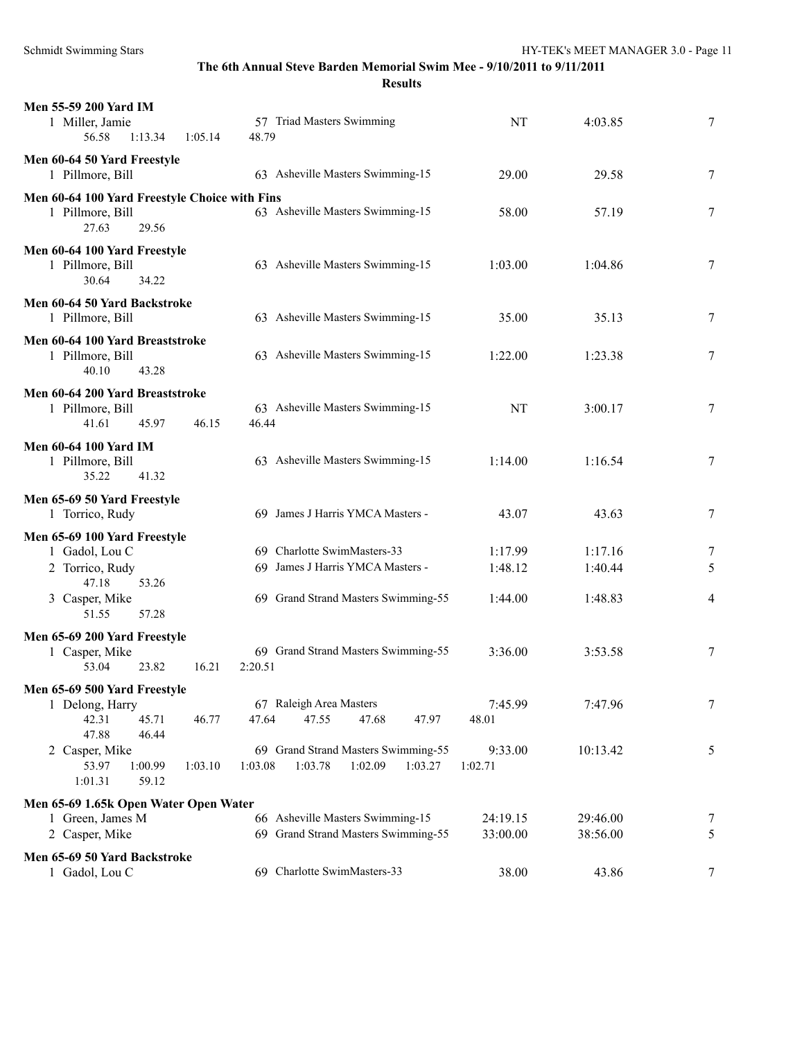**The 6th Annual Steve Barden Memorial Swim Mee - 9/10/2011 to 9/11/2011**

**Results**

### Men 55-59 200 Yard IM

| | Name | Age | Team | Seed Time | Finals Time | Points |
|---|---|---|---|---|---|---|
| 1 | Miller, Jamie | 57 | Triad Masters Swimming | NT | 4:03.85 | 7 |

56.58 1:13.34 1:05.14 48.79

### Men 60-64 50 Yard Freestyle

| | Name | Age | Team | Seed Time | Finals Time | Points |
|---|---|---|---|---|---|---|
| 1 | Pillmore, Bill | 63 | Asheville Masters Swimming-15 | 29.00 | 29.58 | 7 |

### Men 60-64 100 Yard Freestyle Choice with Fins

| | Name | Age | Team | Seed Time | Finals Time | Points |
|---|---|---|---|---|---|---|
| 1 | Pillmore, Bill | 63 | Asheville Masters Swimming-15 | 58.00 | 57.19 | 7 |

27.63 29.56

### Men 60-64 100 Yard Freestyle

| | Name | Age | Team | Seed Time | Finals Time | Points |
|---|---|---|---|---|---|---|
| 1 | Pillmore, Bill | 63 | Asheville Masters Swimming-15 | 1:03.00 | 1:04.86 | 7 |

30.64 34.22

### Men 60-64 50 Yard Backstroke

| | Name | Age | Team | Seed Time | Finals Time | Points |
|---|---|---|---|---|---|---|
| 1 | Pillmore, Bill | 63 | Asheville Masters Swimming-15 | 35.00 | 35.13 | 7 |

### Men 60-64 100 Yard Breaststroke

| | Name | Age | Team | Seed Time | Finals Time | Points |
|---|---|---|---|---|---|---|
| 1 | Pillmore, Bill | 63 | Asheville Masters Swimming-15 | 1:22.00 | 1:23.38 | 7 |

40.10 43.28

### Men 60-64 200 Yard Breaststroke

| | Name | Age | Team | Seed Time | Finals Time | Points |
|---|---|---|---|---|---|---|
| 1 | Pillmore, Bill | 63 | Asheville Masters Swimming-15 | NT | 3:00.17 | 7 |

41.61 45.97 46.15 46.44

### Men 60-64 100 Yard IM

| | Name | Age | Team | Seed Time | Finals Time | Points |
|---|---|---|---|---|---|---|
| 1 | Pillmore, Bill | 63 | Asheville Masters Swimming-15 | 1:14.00 | 1:16.54 | 7 |

35.22 41.32

### Men 65-69 50 Yard Freestyle

| | Name | Age | Team | Seed Time | Finals Time | Points |
|---|---|---|---|---|---|---|
| 1 | Torrico, Rudy | 69 | James J Harris YMCA Masters - | 43.07 | 43.63 | 7 |

### Men 65-69 100 Yard Freestyle

| | Name | Age | Team | Seed Time | Finals Time | Points |
|---|---|---|---|---|---|---|
| 1 | Gadol, Lou C | 69 | Charlotte SwimMasters-33 | 1:17.99 | 1:17.16 | 7 |
| 2 | Torrico, Rudy | 69 | James J Harris YMCA Masters - | 1:48.12 | 1:40.44 | 5 |
| | 47.18 53.26 | | | | | |
| 3 | Casper, Mike | 69 | Grand Strand Masters Swimming-55 | 1:44.00 | 1:48.83 | 4 |
| | 51.55 57.28 | | | | | |

### Men 65-69 200 Yard Freestyle

| | Name | Age | Team | Seed Time | Finals Time | Points |
|---|---|---|---|---|---|---|
| 1 | Casper, Mike | 69 | Grand Strand Masters Swimming-55 | 3:36.00 | 3:53.58 | 7 |

53.04 23.82 16.21 2:20.51

### Men 65-69 500 Yard Freestyle

| | Name | Age | Team | Seed Time | Finals Time | Points |
|---|---|---|---|---|---|---|
| 1 | Delong, Harry | 67 | Raleigh Area Masters | 7:45.99 | 7:47.96 | 7 |
| | 42.31 45.71 46.77 47.64 47.55 47.68 47.97 48.01 47.88 46.44 | | | | | |
| 2 | Casper, Mike | 69 | Grand Strand Masters Swimming-55 | 9:33.00 | 10:13.42 | 5 |
| | 53.97 1:00.99 1:03.10 1:03.08 1:03.78 1:02.09 1:03.27 1:02.71 1:01.31 59.12 | | | | | |

### Men 65-69 1.65k Open Water Open Water

| | Name | Age | Team | Seed Time | Finals Time | Points |
|---|---|---|---|---|---|---|
| 1 | Green, James M | 66 | Asheville Masters Swimming-15 | 24:19.15 | 29:46.00 | 7 |
| 2 | Casper, Mike | 69 | Grand Strand Masters Swimming-55 | 33:00.00 | 38:56.00 | 5 |

### Men 65-69 50 Yard Backstroke

| | Name | Age | Team | Seed Time | Finals Time | Points |
|---|---|---|---|---|---|---|
| 1 | Gadol, Lou C | 69 | Charlotte SwimMasters-33 | 38.00 | 43.86 | 7 |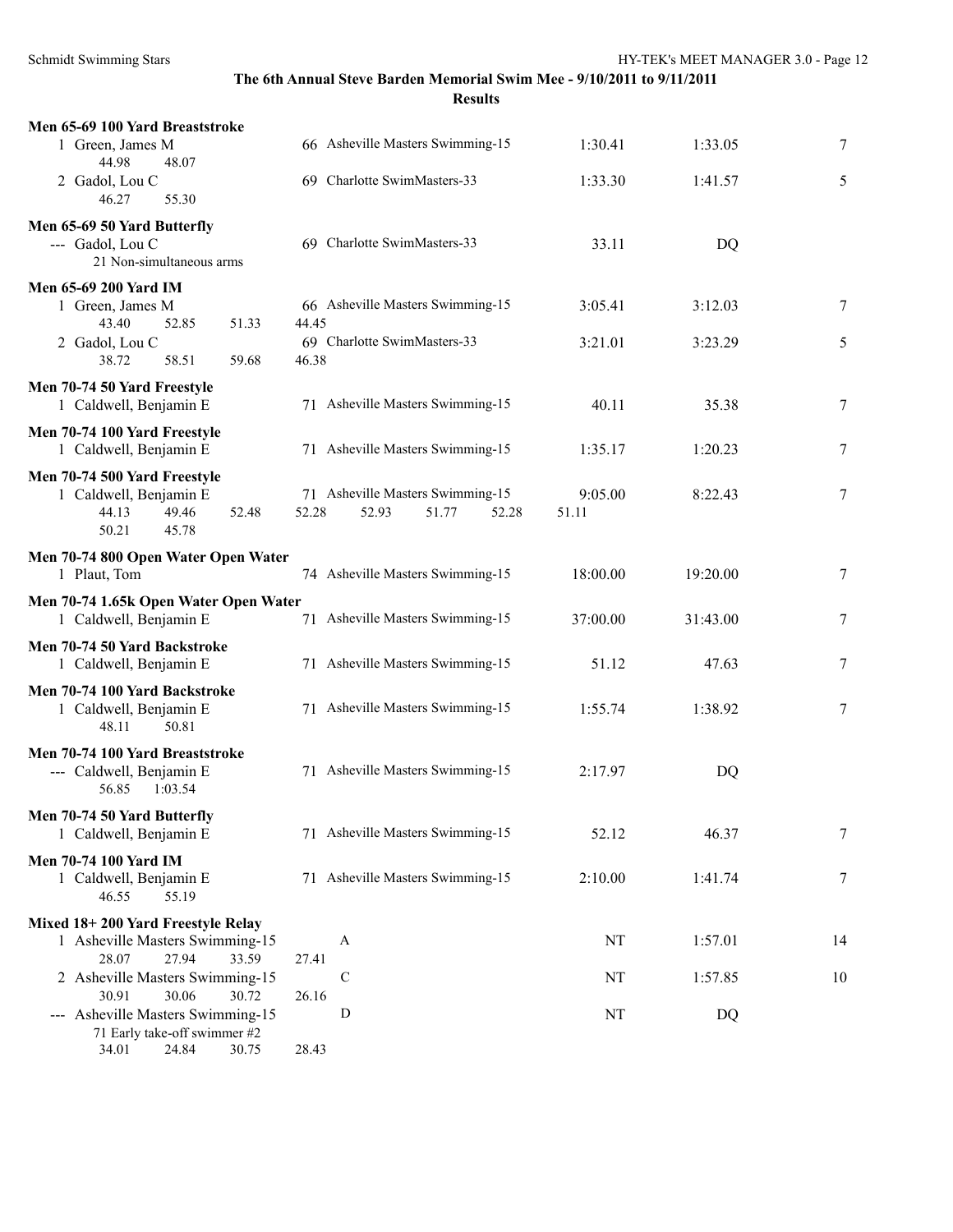**The 6th Annual Steve Barden Memorial Swim Mee - 9/10/2011 to 9/11/2011**

**Results**

### Men 65-69 100 Yard Breaststroke

| Place | Name | Age | Team | Seed Time | Finals Time | Points |
|---|---|---|---|---|---|---|
| 1 | Green, James M | 66 | Asheville Masters Swimming-15 | 1:30.41 | 1:33.05 | 7 |
| | 44.98 48.07 | | | | | |
| 2 | Gadol, Lou C | 69 | Charlotte SwimMasters-33 | 1:33.30 | 1:41.57 | 5 |
| | 46.27 55.30 | | | | | |

### Men 65-69 50 Yard Butterfly

| Place | Name | Age | Team | Seed Time | Finals Time | Points |
|---|---|---|---|---|---|---|
| --- | Gadol, Lou C | 69 | Charlotte SwimMasters-33 | 33.11 | DQ | |
| | 21 Non-simultaneous arms | | | | | |

### Men 65-69 200 Yard IM

| Place | Name | Age | Team | Seed Time | Finals Time | Points |
|---|---|---|---|---|---|---|
| 1 | Green, James M | 66 | Asheville Masters Swimming-15 | 3:05.41 | 3:12.03 | 7 |
| | 43.40 52.85 51.33 44.45 | | | | | |
| 2 | Gadol, Lou C | 69 | Charlotte SwimMasters-33 | 3:21.01 | 3:23.29 | 5 |
| | 38.72 58.51 59.68 46.38 | | | | | |

### Men 70-74 50 Yard Freestyle

| Place | Name | Age | Team | Seed Time | Finals Time | Points |
|---|---|---|---|---|---|---|
| 1 | Caldwell, Benjamin E | 71 | Asheville Masters Swimming-15 | 40.11 | 35.38 | 7 |

### Men 70-74 100 Yard Freestyle

| Place | Name | Age | Team | Seed Time | Finals Time | Points |
|---|---|---|---|---|---|---|
| 1 | Caldwell, Benjamin E | 71 | Asheville Masters Swimming-15 | 1:35.17 | 1:20.23 | 7 |

### Men 70-74 500 Yard Freestyle

| Place | Name | Age | Team | Seed Time | Finals Time | Points |
|---|---|---|---|---|---|---|
| 1 | Caldwell, Benjamin E | 71 | Asheville Masters Swimming-15 | 9:05.00 | 8:22.43 | 7 |
| | 44.13 49.46 52.48 52.28 52.93 51.77 52.28 51.11 50.21 45.78 | | | | | |

### Men 70-74 800 Open Water Open Water

| Place | Name | Age | Team | Seed Time | Finals Time | Points |
|---|---|---|---|---|---|---|
| 1 | Plaut, Tom | 74 | Asheville Masters Swimming-15 | 18:00.00 | 19:20.00 | 7 |

### Men 70-74 1.65k Open Water Open Water

| Place | Name | Age | Team | Seed Time | Finals Time | Points |
|---|---|---|---|---|---|---|
| 1 | Caldwell, Benjamin E | 71 | Asheville Masters Swimming-15 | 37:00.00 | 31:43.00 | 7 |

### Men 70-74 50 Yard Backstroke

| Place | Name | Age | Team | Seed Time | Finals Time | Points |
|---|---|---|---|---|---|---|
| 1 | Caldwell, Benjamin E | 71 | Asheville Masters Swimming-15 | 51.12 | 47.63 | 7 |

### Men 70-74 100 Yard Backstroke

| Place | Name | Age | Team | Seed Time | Finals Time | Points |
|---|---|---|---|---|---|---|
| 1 | Caldwell, Benjamin E | 71 | Asheville Masters Swimming-15 | 1:55.74 | 1:38.92 | 7 |
| | 48.11 50.81 | | | | | |

### Men 70-74 100 Yard Breaststroke

| Place | Name | Age | Team | Seed Time | Finals Time | Points |
|---|---|---|---|---|---|---|
| --- | Caldwell, Benjamin E | 71 | Asheville Masters Swimming-15 | 2:17.97 | DQ | |
| | 56.85 1:03.54 | | | | | |

### Men 70-74 50 Yard Butterfly

| Place | Name | Age | Team | Seed Time | Finals Time | Points |
|---|---|---|---|---|---|---|
| 1 | Caldwell, Benjamin E | 71 | Asheville Masters Swimming-15 | 52.12 | 46.37 | 7 |

### Men 70-74 100 Yard IM

| Place | Name | Age | Team | Seed Time | Finals Time | Points |
|---|---|---|---|---|---|---|
| 1 | Caldwell, Benjamin E | 71 | Asheville Masters Swimming-15 | 2:10.00 | 1:41.74 | 7 |
| | 46.55 55.19 | | | | | |

### Mixed 18+ 200 Yard Freestyle Relay

| Place | Team | Relay | Seed Time | Finals Time | Points |
|---|---|---|---|---|---|
| 1 | Asheville Masters Swimming-15 | A | NT | 1:57.01 | 14 |
| | 28.07 27.94 33.59 27.41 | | | | |
| 2 | Asheville Masters Swimming-15 | C | NT | 1:57.85 | 10 |
| | 30.91 30.06 30.72 26.16 | | | | |
| --- | Asheville Masters Swimming-15 | D | NT | DQ | |
| | 71 Early take-off swimmer #2 | | | | |
| | 34.01 24.84 30.75 28.43 | | | | |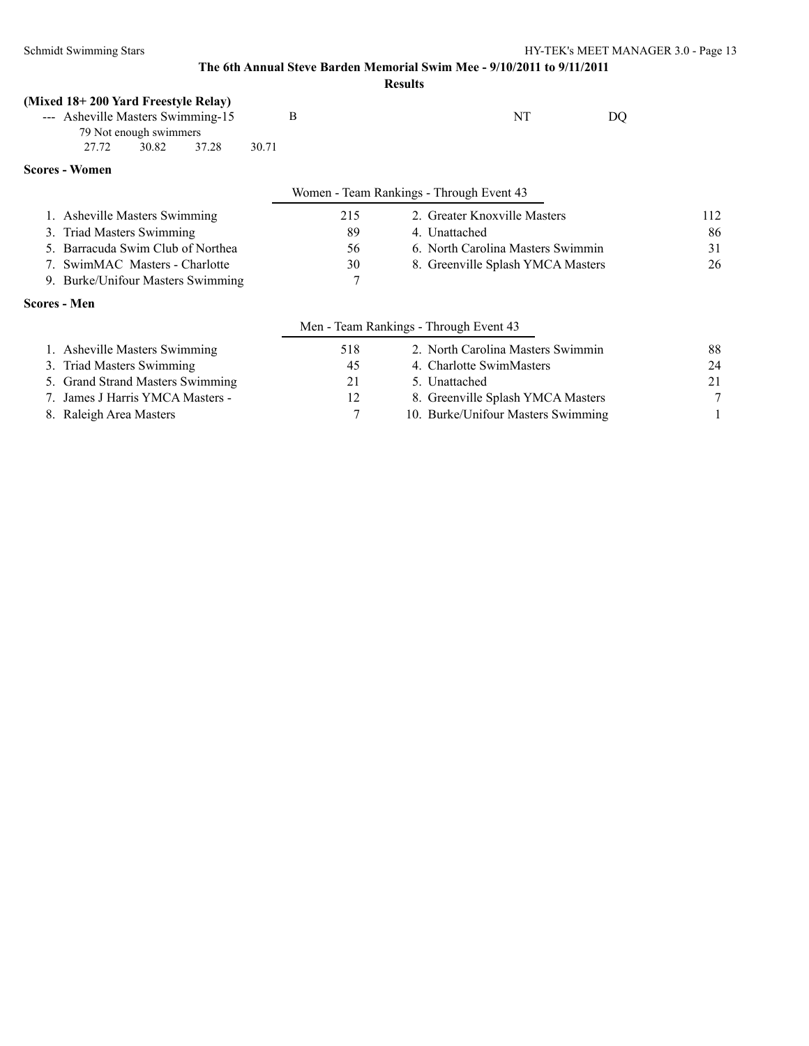**The 6th Annual Steve Barden Memorial Swim Mee - 9/10/2011 to 9/11/2011**

**Results**

**(Mixed 18+ 200 Yard Freestyle Relay)**

| | | | | |
|---|---|---|---|---|
| --- | Asheville Masters Swimming-15 | B | NT | DQ |

79 Not enough swimmers

27.72 30.82 37.28 30.71

**Scores - Women**

Women - Team Rankings - Through Event 43

| | | | | | |
|---|---|---|---|---|---|
| 1. | Asheville Masters Swimming | 215 | 2. | Greater Knoxville Masters | 112 |
| 3. | Triad Masters Swimming | 89 | 4. | Unattached | 86 |
| 5. | Barracuda Swim Club of Northea | 56 | 6. | North Carolina Masters Swimmin | 31 |
| 7. | SwimMAC Masters - Charlotte | 30 | 8. | Greenville Splash YMCA Masters | 26 |
| 9. | Burke/Unifour Masters Swimming | 7 | | | |

**Scores - Men**

Men - Team Rankings - Through Event 43

| | | | | | |
|---|---|---|---|---|---|
| 1. | Asheville Masters Swimming | 518 | 2. | North Carolina Masters Swimmin | 88 |
| 3. | Triad Masters Swimming | 45 | 4. | Charlotte SwimMasters | 24 |
| 5. | Grand Strand Masters Swimming | 21 | 5. | Unattached | 21 |
| 7. | James J Harris YMCA Masters - | 12 | 8. | Greenville Splash YMCA Masters | 7 |
| 8. | Raleigh Area Masters | 7 | 10. | Burke/Unifour Masters Swimming | 1 |